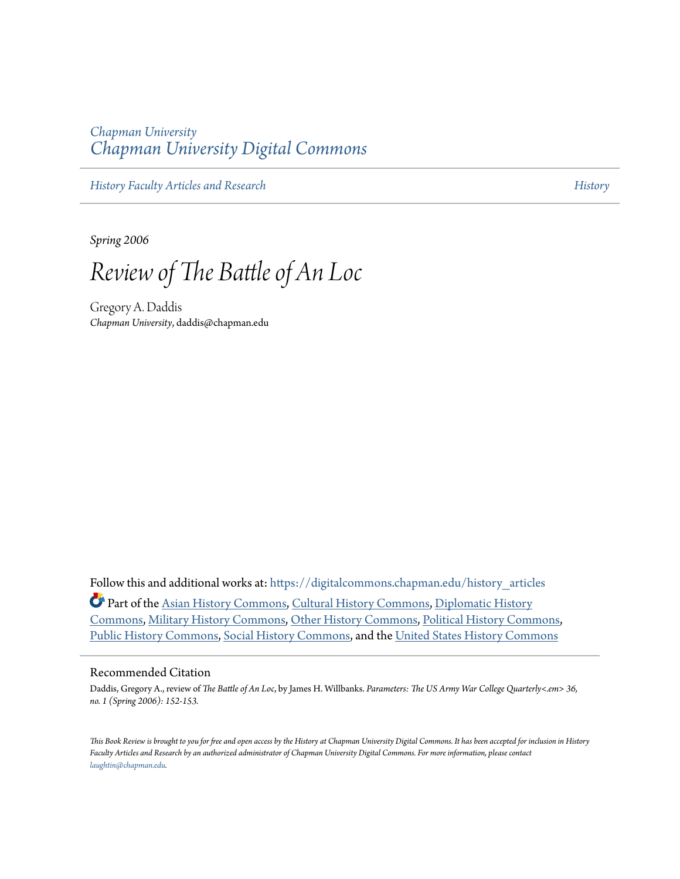*Chapman University*
*Chapman University Digital Commons*

*History Faculty Articles and Research* | *History*

---

*Spring 2006*

# *Review of The Battle of An Loc*

Gregory A. Daddis
*Chapman University*, daddis@chapman.edu

Follow this and additional works at: https://digitalcommons.chapman.edu/history_articles

Part of the Asian History Commons, Cultural History Commons, Diplomatic History Commons, Military History Commons, Other History Commons, Political History Commons, Public History Commons, Social History Commons, and the United States History Commons

## Recommended Citation

Daddis, Gregory A., review of *The Battle of An Loc*, by James H. Willbanks. *Parameters: The US Army War College Quarterly<.em> 36, no. 1 (Spring 2006): 152-153.*

*This Book Review is brought to you for free and open access by the History at Chapman University Digital Commons. It has been accepted for inclusion in History Faculty Articles and Research by an authorized administrator of Chapman University Digital Commons. For more information, please contact laughtin@chapman.edu.*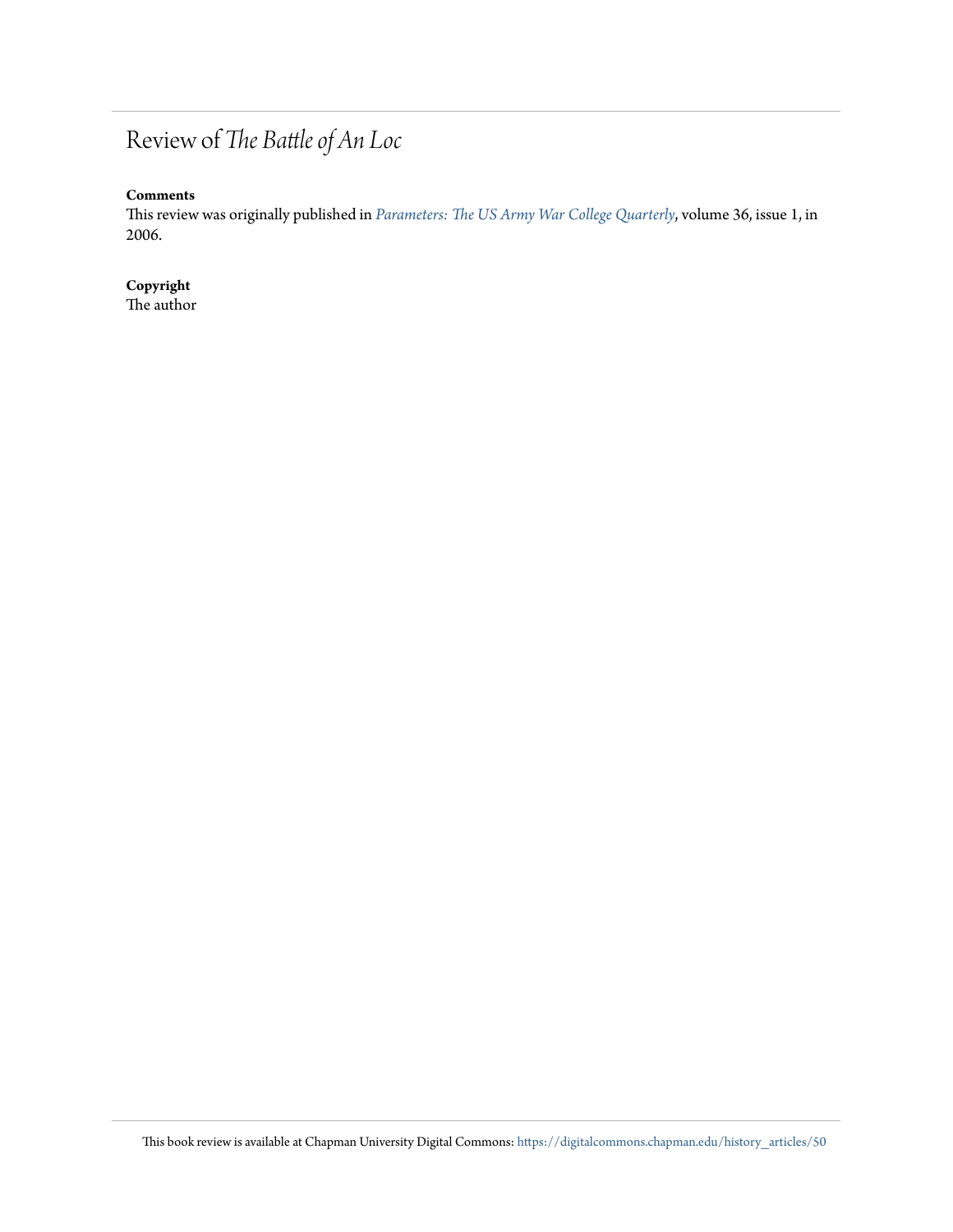# Review of *The Battle of An Loc*

**Comments**

This review was originally published in *Parameters: The US Army War College Quarterly*, volume 36, issue 1, in 2006.

**Copyright**

The author

This book review is available at Chapman University Digital Commons: https://digitalcommons.chapman.edu/history_articles/50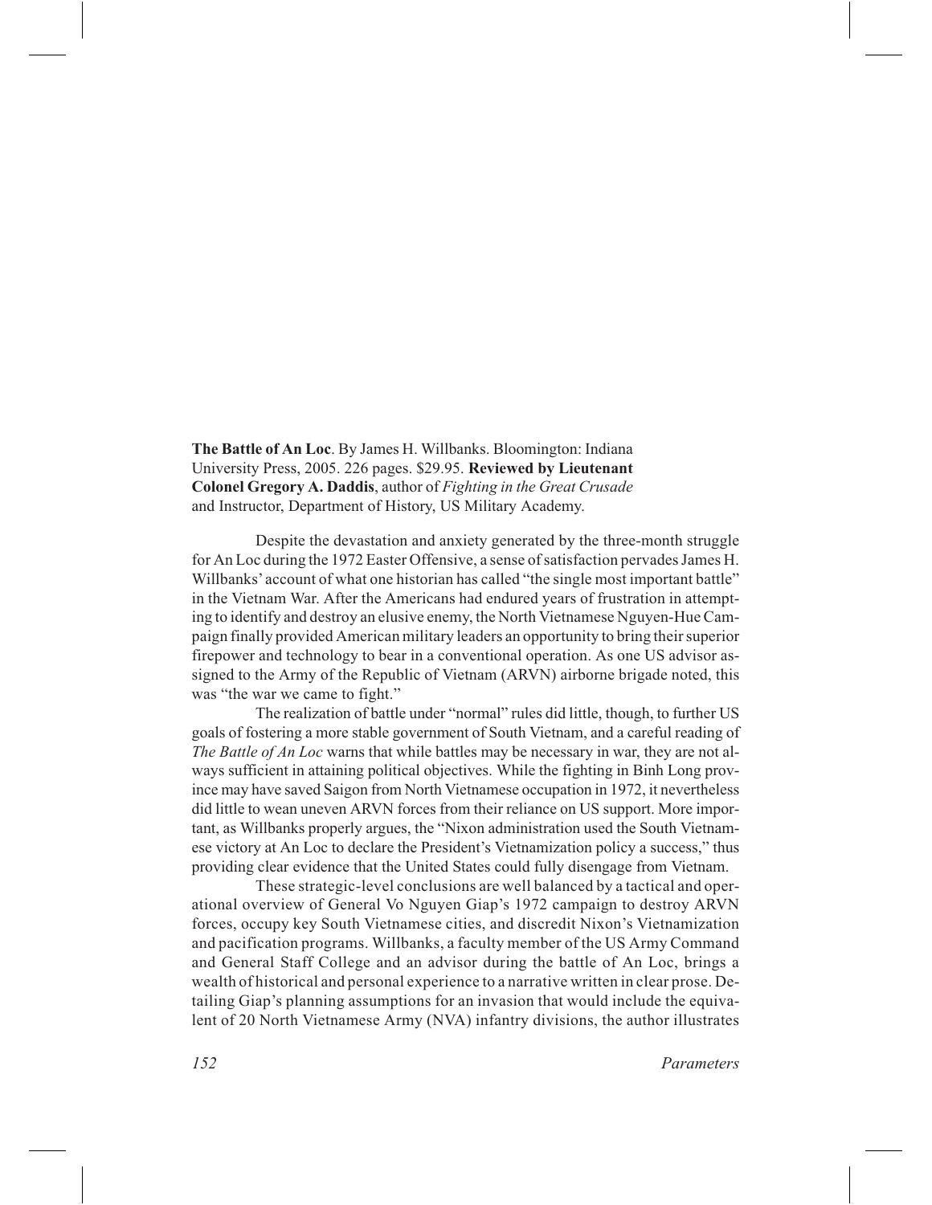**The Battle of An Loc**. By James H. Willbanks. Bloomington: Indiana University Press, 2005. 226 pages. $29.95. **Reviewed by Lieutenant Colonel Gregory A. Daddis**, author of *Fighting in the Great Crusade* and Instructor, Department of History, US Military Academy.

Despite the devastation and anxiety generated by the three-month struggle for An Loc during the 1972 Easter Offensive, a sense of satisfaction pervades James H. Willbanks' account of what one historian has called "the single most important battle" in the Vietnam War. After the Americans had endured years of frustration in attempting to identify and destroy an elusive enemy, the North Vietnamese Nguyen-Hue Campaign finally provided American military leaders an opportunity to bring their superior firepower and technology to bear in a conventional operation. As one US advisor assigned to the Army of the Republic of Vietnam (ARVN) airborne brigade noted, this was "the war we came to fight."

The realization of battle under "normal" rules did little, though, to further US goals of fostering a more stable government of South Vietnam, and a careful reading of *The Battle of An Loc* warns that while battles may be necessary in war, they are not always sufficient in attaining political objectives. While the fighting in Binh Long province may have saved Saigon from North Vietnamese occupation in 1972, it nevertheless did little to wean uneven ARVN forces from their reliance on US support. More important, as Willbanks properly argues, the "Nixon administration used the South Vietnamese victory at An Loc to declare the President's Vietnamization policy a success," thus providing clear evidence that the United States could fully disengage from Vietnam.

These strategic-level conclusions are well balanced by a tactical and operational overview of General Vo Nguyen Giap's 1972 campaign to destroy ARVN forces, occupy key South Vietnamese cities, and discredit Nixon's Vietnamization and pacification programs. Willbanks, a faculty member of the US Army Command and General Staff College and an advisor during the battle of An Loc, brings a wealth of historical and personal experience to a narrative written in clear prose. Detailing Giap's planning assumptions for an invasion that would include the equivalent of 20 North Vietnamese Army (NVA) infantry divisions, the author illustrates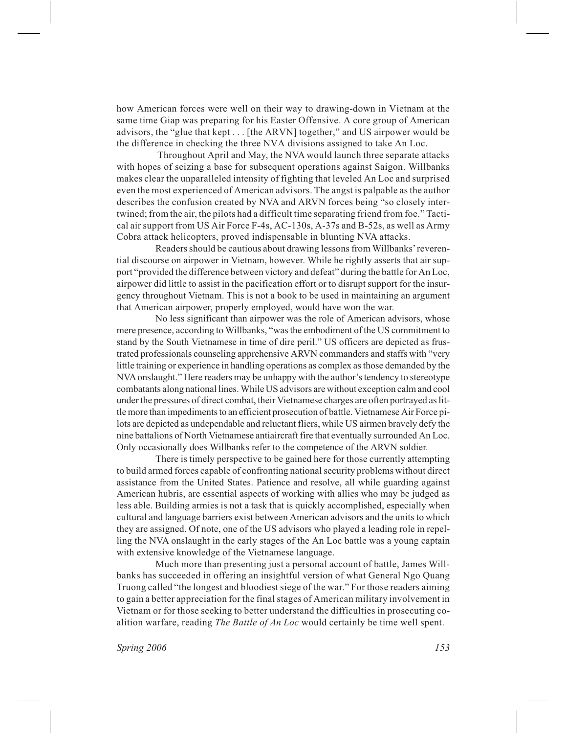how American forces were well on their way to drawing-down in Vietnam at the same time Giap was preparing for his Easter Offensive. A core group of American advisors, the "glue that kept . . . [the ARVN] together," and US airpower would be the difference in checking the three NVA divisions assigned to take An Loc.

Throughout April and May, the NVA would launch three separate attacks with hopes of seizing a base for subsequent operations against Saigon. Willbanks makes clear the unparalleled intensity of fighting that leveled An Loc and surprised even the most experienced of American advisors. The angst is palpable as the author describes the confusion created by NVA and ARVN forces being "so closely intertwined; from the air, the pilots had a difficult time separating friend from foe." Tactical air support from US Air Force F-4s, AC-130s, A-37s and B-52s, as well as Army Cobra attack helicopters, proved indispensable in blunting NVA attacks.

Readers should be cautious about drawing lessons from Willbanks' reverential discourse on airpower in Vietnam, however. While he rightly asserts that air support "provided the difference between victory and defeat" during the battle for An Loc, airpower did little to assist in the pacification effort or to disrupt support for the insurgency throughout Vietnam. This is not a book to be used in maintaining an argument that American airpower, properly employed, would have won the war.

No less significant than airpower was the role of American advisors, whose mere presence, according to Willbanks, "was the embodiment of the US commitment to stand by the South Vietnamese in time of dire peril." US officers are depicted as frustrated professionals counseling apprehensive ARVN commanders and staffs with "very little training or experience in handling operations as complex as those demanded by the NVA onslaught." Here readers may be unhappy with the author's tendency to stereotype combatants along national lines. While US advisors are without exception calm and cool under the pressures of direct combat, their Vietnamese charges are often portrayed as little more than impediments to an efficient prosecution of battle. Vietnamese Air Force pilots are depicted as undependable and reluctant fliers, while US airmen bravely defy the nine battalions of North Vietnamese antiaircraft fire that eventually surrounded An Loc. Only occasionally does Willbanks refer to the competence of the ARVN soldier.

There is timely perspective to be gained here for those currently attempting to build armed forces capable of confronting national security problems without direct assistance from the United States. Patience and resolve, all while guarding against American hubris, are essential aspects of working with allies who may be judged as less able. Building armies is not a task that is quickly accomplished, especially when cultural and language barriers exist between American advisors and the units to which they are assigned. Of note, one of the US advisors who played a leading role in repelling the NVA onslaught in the early stages of the An Loc battle was a young captain with extensive knowledge of the Vietnamese language.

Much more than presenting just a personal account of battle, James Willbanks has succeeded in offering an insightful version of what General Ngo Quang Truong called "the longest and bloodiest siege of the war." For those readers aiming to gain a better appreciation for the final stages of American military involvement in Vietnam or for those seeking to better understand the difficulties in prosecuting coalition warfare, reading *The Battle of An Loc* would certainly be time well spent.